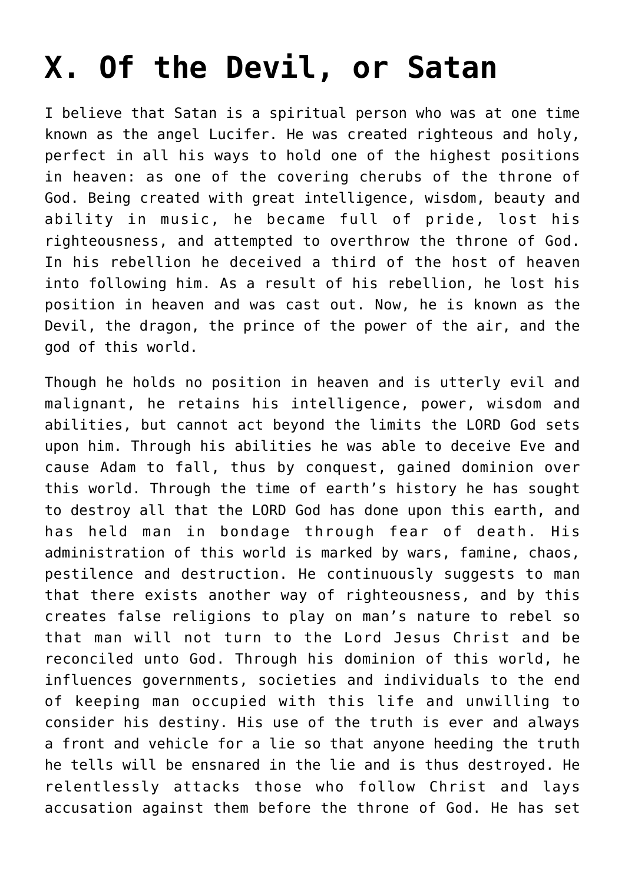# X. Of the Devil, or Satan

I believe that Satan is a spiritual person who was at one time known as the angel Lucifer. He was created righteous and holy, perfect in all his ways to hold one of the highest positions in heaven: as one of the covering cherubs of the throne of God. Being created with great intelligence, wisdom, beauty and ability in music, he became full of pride, lost his righteousness, and attempted to overthrow the throne of God. In his rebellion he deceived a third of the host of heaven into following him. As a result of his rebellion, he lost his position in heaven and was cast out. Now, he is known as the Devil, the dragon, the prince of the power of the air, and the god of this world.

Though he holds no position in heaven and is utterly evil and malignant, he retains his intelligence, power, wisdom and abilities, but cannot act beyond the limits the LORD God sets upon him. Through his abilities he was able to deceive Eve and cause Adam to fall, thus by conquest, gained dominion over this world. Through the time of earth's history he has sought to destroy all that the LORD God has done upon this earth, and has held man in bondage through fear of death. His administration of this world is marked by wars, famine, chaos, pestilence and destruction. He continuously suggests to man that there exists another way of righteousness, and by this creates false religions to play on man's nature to rebel so that man will not turn to the Lord Jesus Christ and be reconciled unto God. Through his dominion of this world, he influences governments, societies and individuals to the end of keeping man occupied with this life and unwilling to consider his destiny. His use of the truth is ever and always a front and vehicle for a lie so that anyone heeding the truth he tells will be ensnared in the lie and is thus destroyed. He relentlessly attacks those who follow Christ and lays accusation against them before the throne of God. He has set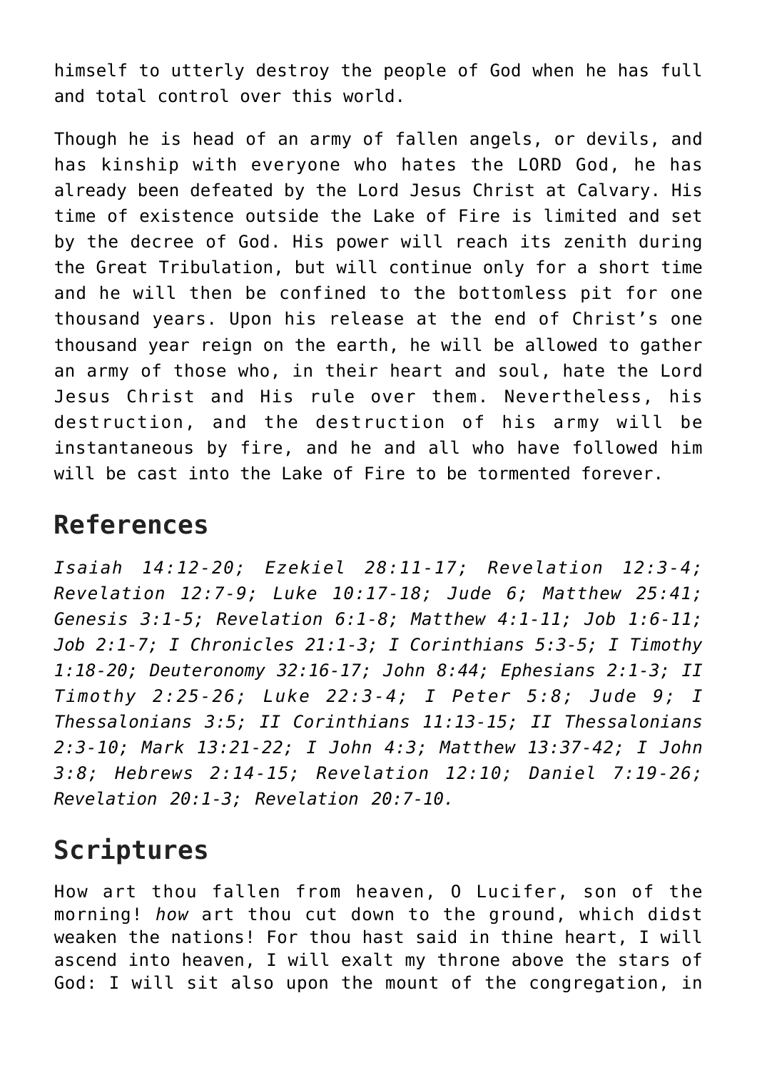himself to utterly destroy the people of God when he has full and total control over this world.

Though he is head of an army of fallen angels, or devils, and has kinship with everyone who hates the LORD God, he has already been defeated by the Lord Jesus Christ at Calvary. His time of existence outside the Lake of Fire is limited and set by the decree of God. His power will reach its zenith during the Great Tribulation, but will continue only for a short time and he will then be confined to the bottomless pit for one thousand years. Upon his release at the end of Christ's one thousand year reign on the earth, he will be allowed to gather an army of those who, in their heart and soul, hate the Lord Jesus Christ and His rule over them. Nevertheless, his destruction, and the destruction of his army will be instantaneous by fire, and he and all who have followed him will be cast into the Lake of Fire to be tormented forever.

## References

*Isaiah 14:12-20; Ezekiel 28:11-17; Revelation 12:3-4; Revelation 12:7-9; Luke 10:17-18; Jude 6; Matthew 25:41; Genesis 3:1-5; Revelation 6:1-8; Matthew 4:1-11; Job 1:6-11; Job 2:1-7; I Chronicles 21:1-3; I Corinthians 5:3-5; I Timothy 1:18-20; Deuteronomy 32:16-17; John 8:44; Ephesians 2:1-3; II Timothy 2:25-26; Luke 22:3-4; I Peter 5:8; Jude 9; I Thessalonians 3:5; II Corinthians 11:13-15; II Thessalonians 2:3-10; Mark 13:21-22; I John 4:3; Matthew 13:37-42; I John 3:8; Hebrews 2:14-15; Revelation 12:10; Daniel 7:19-26; Revelation 20:1-3; Revelation 20:7-10.*

## Scriptures

How art thou fallen from heaven, O Lucifer, son of the morning! *how* art thou cut down to the ground, which didst weaken the nations! For thou hast said in thine heart, I will ascend into heaven, I will exalt my throne above the stars of God: I will sit also upon the mount of the congregation, in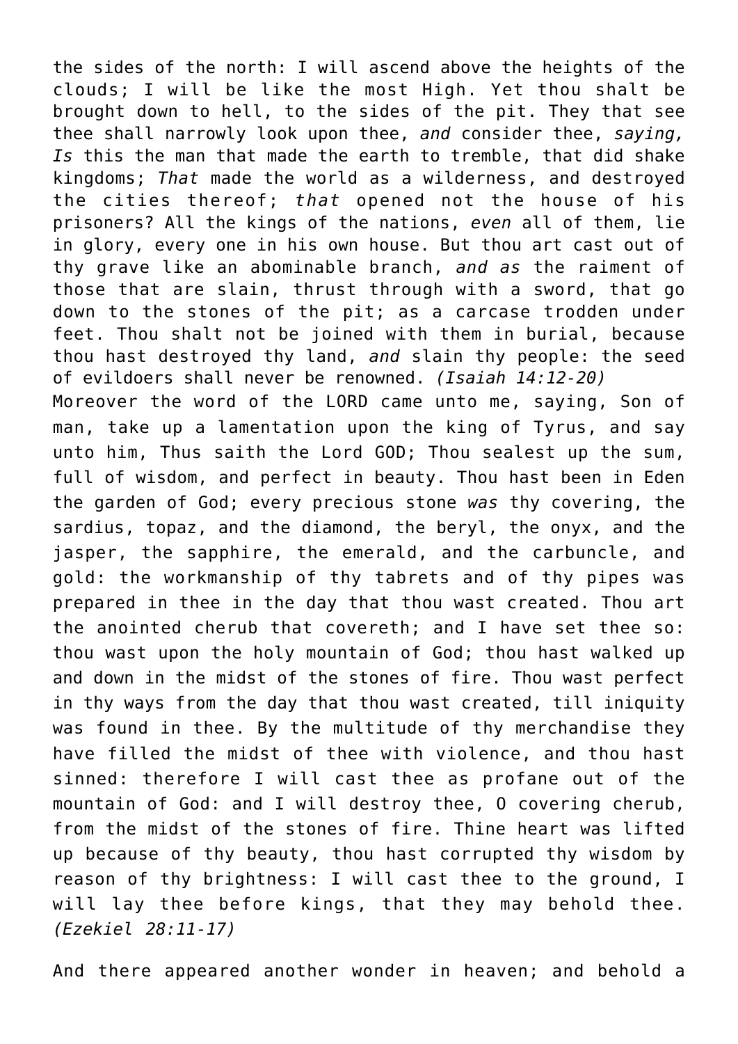the sides of the north: I will ascend above the heights of the clouds; I will be like the most High. Yet thou shalt be brought down to hell, to the sides of the pit. They that see thee shall narrowly look upon thee, *and* consider thee, *saying, Is* this the man that made the earth to tremble, that did shake kingdoms; *That* made the world as a wilderness, and destroyed the cities thereof; *that* opened not the house of his prisoners? All the kings of the nations, *even* all of them, lie in glory, every one in his own house. But thou art cast out of thy grave like an abominable branch, *and as* the raiment of those that are slain, thrust through with a sword, that go down to the stones of the pit; as a carcase trodden under feet. Thou shalt not be joined with them in burial, because thou hast destroyed thy land, *and* slain thy people: the seed of evildoers shall never be renowned. *(Isaiah 14:12-20)*
Moreover the word of the LORD came unto me, saying, Son of man, take up a lamentation upon the king of Tyrus, and say unto him, Thus saith the Lord GOD; Thou sealest up the sum, full of wisdom, and perfect in beauty. Thou hast been in Eden the garden of God; every precious stone *was* thy covering, the sardius, topaz, and the diamond, the beryl, the onyx, and the jasper, the sapphire, the emerald, and the carbuncle, and gold: the workmanship of thy tabrets and of thy pipes was prepared in thee in the day that thou wast created. Thou art the anointed cherub that covereth; and I have set thee so: thou wast upon the holy mountain of God; thou hast walked up and down in the midst of the stones of fire. Thou wast perfect in thy ways from the day that thou wast created, till iniquity was found in thee. By the multitude of thy merchandise they have filled the midst of thee with violence, and thou hast sinned: therefore I will cast thee as profane out of the mountain of God: and I will destroy thee, O covering cherub, from the midst of the stones of fire. Thine heart was lifted up because of thy beauty, thou hast corrupted thy wisdom by reason of thy brightness: I will cast thee to the ground, I will lay thee before kings, that they may behold thee. *(Ezekiel 28:11-17)*

And there appeared another wonder in heaven; and behold a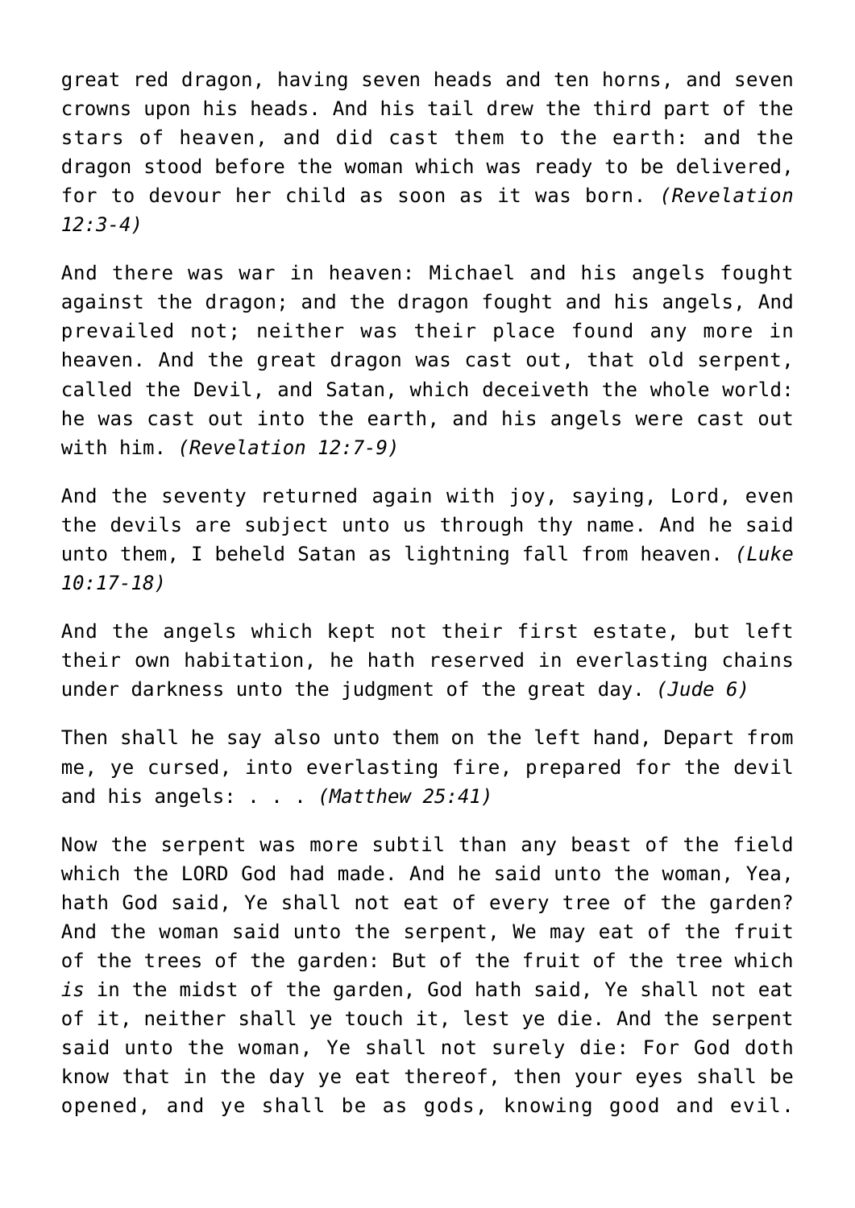great red dragon, having seven heads and ten horns, and seven crowns upon his heads. And his tail drew the third part of the stars of heaven, and did cast them to the earth: and the dragon stood before the woman which was ready to be delivered, for to devour her child as soon as it was born. *(Revelation 12:3-4)*

And there was war in heaven: Michael and his angels fought against the dragon; and the dragon fought and his angels, And prevailed not; neither was their place found any more in heaven. And the great dragon was cast out, that old serpent, called the Devil, and Satan, which deceiveth the whole world: he was cast out into the earth, and his angels were cast out with him. *(Revelation 12:7-9)*

And the seventy returned again with joy, saying, Lord, even the devils are subject unto us through thy name. And he said unto them, I beheld Satan as lightning fall from heaven. *(Luke 10:17-18)*

And the angels which kept not their first estate, but left their own habitation, he hath reserved in everlasting chains under darkness unto the judgment of the great day. *(Jude 6)*

Then shall he say also unto them on the left hand, Depart from me, ye cursed, into everlasting fire, prepared for the devil and his angels: . . . *(Matthew 25:41)*

Now the serpent was more subtil than any beast of the field which the LORD God had made. And he said unto the woman, Yea, hath God said, Ye shall not eat of every tree of the garden? And the woman said unto the serpent, We may eat of the fruit of the trees of the garden: But of the fruit of the tree which *is* in the midst of the garden, God hath said, Ye shall not eat of it, neither shall ye touch it, lest ye die. And the serpent said unto the woman, Ye shall not surely die: For God doth know that in the day ye eat thereof, then your eyes shall be opened, and ye shall be as gods, knowing good and evil.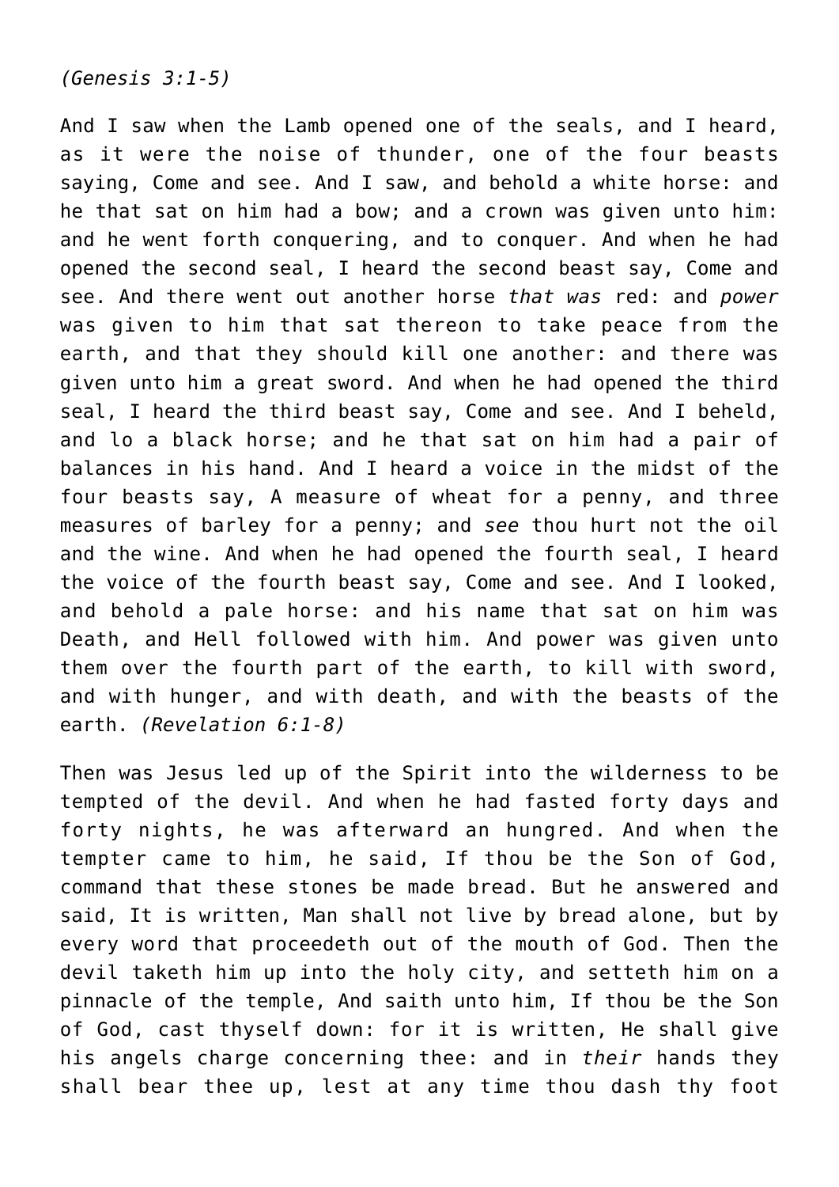*(Genesis 3:1-5)*

And I saw when the Lamb opened one of the seals, and I heard, as it were the noise of thunder, one of the four beasts saying, Come and see. And I saw, and behold a white horse: and he that sat on him had a bow; and a crown was given unto him: and he went forth conquering, and to conquer. And when he had opened the second seal, I heard the second beast say, Come and see. And there went out another horse *that was* red: and *power* was given to him that sat thereon to take peace from the earth, and that they should kill one another: and there was given unto him a great sword. And when he had opened the third seal, I heard the third beast say, Come and see. And I beheld, and lo a black horse; and he that sat on him had a pair of balances in his hand. And I heard a voice in the midst of the four beasts say, A measure of wheat for a penny, and three measures of barley for a penny; and *see* thou hurt not the oil and the wine. And when he had opened the fourth seal, I heard the voice of the fourth beast say, Come and see. And I looked, and behold a pale horse: and his name that sat on him was Death, and Hell followed with him. And power was given unto them over the fourth part of the earth, to kill with sword, and with hunger, and with death, and with the beasts of the earth. *(Revelation 6:1-8)*

Then was Jesus led up of the Spirit into the wilderness to be tempted of the devil. And when he had fasted forty days and forty nights, he was afterward an hungred. And when the tempter came to him, he said, If thou be the Son of God, command that these stones be made bread. But he answered and said, It is written, Man shall not live by bread alone, but by every word that proceedeth out of the mouth of God. Then the devil taketh him up into the holy city, and setteth him on a pinnacle of the temple, And saith unto him, If thou be the Son of God, cast thyself down: for it is written, He shall give his angels charge concerning thee: and in *their* hands they shall bear thee up, lest at any time thou dash thy foot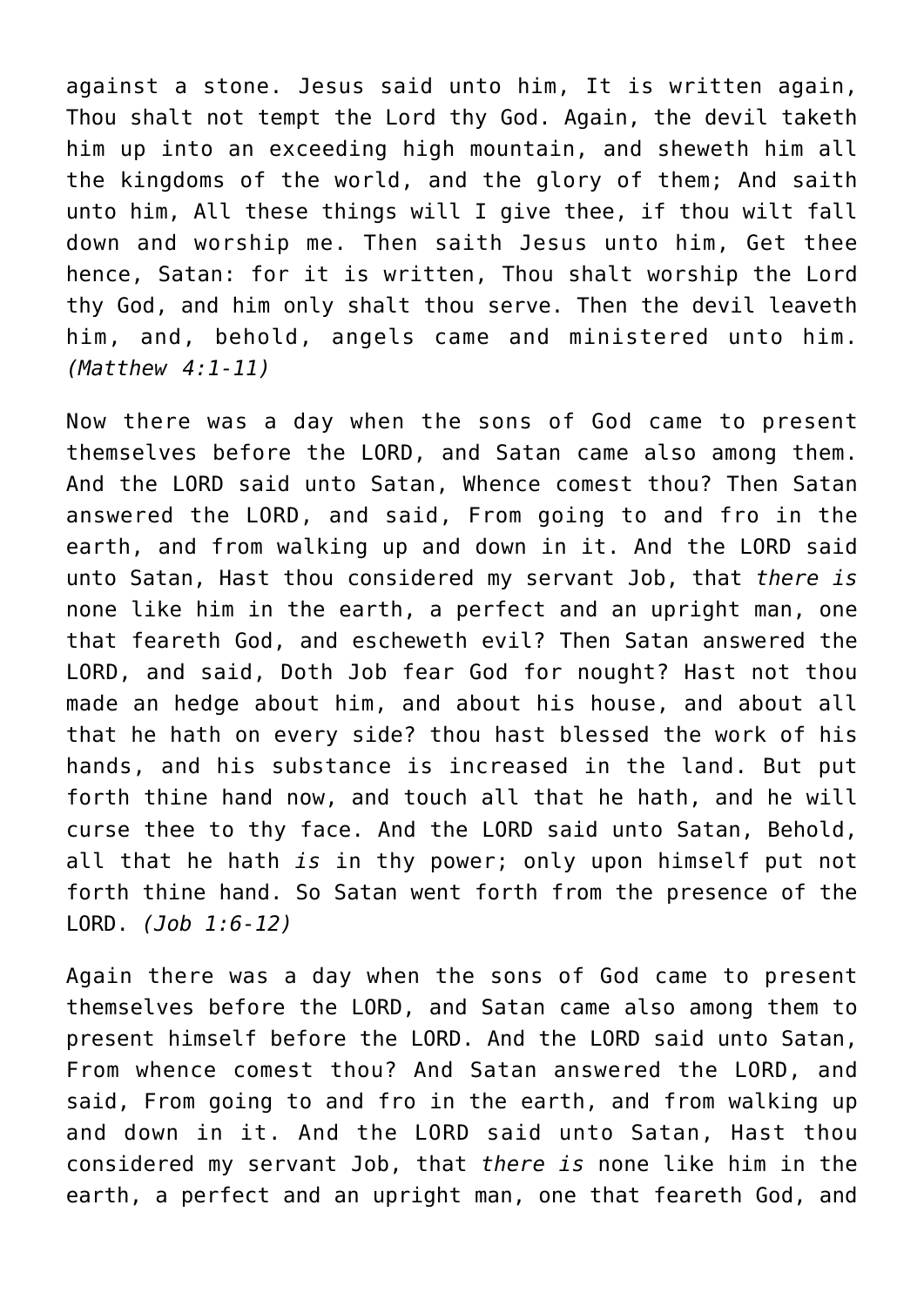against a stone. Jesus said unto him, It is written again, Thou shalt not tempt the Lord thy God. Again, the devil taketh him up into an exceeding high mountain, and sheweth him all the kingdoms of the world, and the glory of them; And saith unto him, All these things will I give thee, if thou wilt fall down and worship me. Then saith Jesus unto him, Get thee hence, Satan: for it is written, Thou shalt worship the Lord thy God, and him only shalt thou serve. Then the devil leaveth him, and, behold, angels came and ministered unto him. *(Matthew 4:1-11)*

Now there was a day when the sons of God came to present themselves before the LORD, and Satan came also among them. And the LORD said unto Satan, Whence comest thou? Then Satan answered the LORD, and said, From going to and fro in the earth, and from walking up and down in it. And the LORD said unto Satan, Hast thou considered my servant Job, that *there is* none like him in the earth, a perfect and an upright man, one that feareth God, and escheweth evil? Then Satan answered the LORD, and said, Doth Job fear God for nought? Hast not thou made an hedge about him, and about his house, and about all that he hath on every side? thou hast blessed the work of his hands, and his substance is increased in the land. But put forth thine hand now, and touch all that he hath, and he will curse thee to thy face. And the LORD said unto Satan, Behold, all that he hath *is* in thy power; only upon himself put not forth thine hand. So Satan went forth from the presence of the LORD. *(Job 1:6-12)*

Again there was a day when the sons of God came to present themselves before the LORD, and Satan came also among them to present himself before the LORD. And the LORD said unto Satan, From whence comest thou? And Satan answered the LORD, and said, From going to and fro in the earth, and from walking up and down in it. And the LORD said unto Satan, Hast thou considered my servant Job, that *there is* none like him in the earth, a perfect and an upright man, one that feareth God, and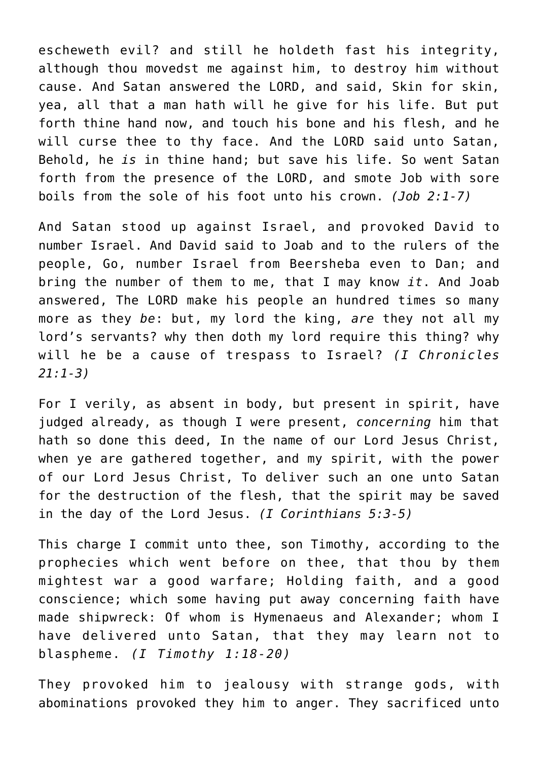escheweth evil? and still he holdeth fast his integrity, although thou movedst me against him, to destroy him without cause. And Satan answered the LORD, and said, Skin for skin, yea, all that a man hath will he give for his life. But put forth thine hand now, and touch his bone and his flesh, and he will curse thee to thy face. And the LORD said unto Satan, Behold, he *is* in thine hand; but save his life. So went Satan forth from the presence of the LORD, and smote Job with sore boils from the sole of his foot unto his crown. *(Job 2:1-7)*

And Satan stood up against Israel, and provoked David to number Israel. And David said to Joab and to the rulers of the people, Go, number Israel from Beersheba even to Dan; and bring the number of them to me, that I may know *it*. And Joab answered, The LORD make his people an hundred times so many more as they *be*: but, my lord the king, *are* they not all my lord's servants? why then doth my lord require this thing? why will he be a cause of trespass to Israel? *(I Chronicles 21:1-3)*

For I verily, as absent in body, but present in spirit, have judged already, as though I were present, *concerning* him that hath so done this deed, In the name of our Lord Jesus Christ, when ye are gathered together, and my spirit, with the power of our Lord Jesus Christ, To deliver such an one unto Satan for the destruction of the flesh, that the spirit may be saved in the day of the Lord Jesus. *(I Corinthians 5:3-5)*

This charge I commit unto thee, son Timothy, according to the prophecies which went before on thee, that thou by them mightest war a good warfare; Holding faith, and a good conscience; which some having put away concerning faith have made shipwreck: Of whom is Hymenaeus and Alexander; whom I have delivered unto Satan, that they may learn not to blaspheme. *(I Timothy 1:18-20)*

They provoked him to jealousy with strange gods, with abominations provoked they him to anger. They sacrificed unto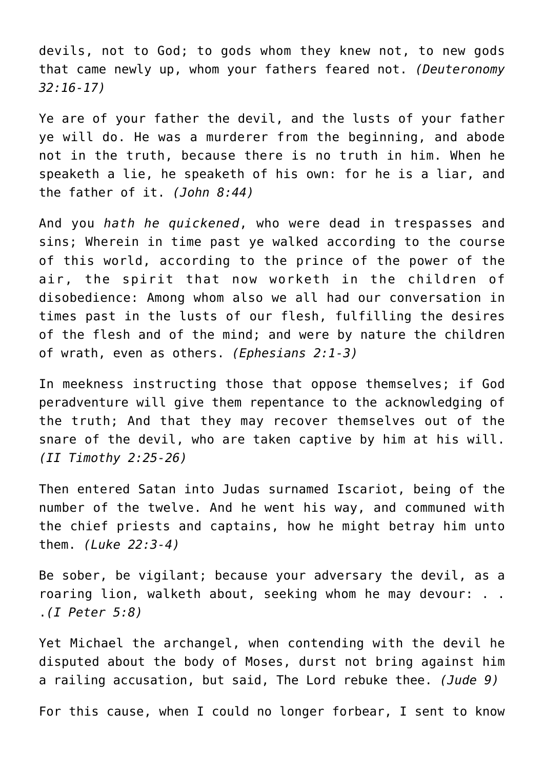devils, not to God; to gods whom they knew not, to new gods that came newly up, whom your fathers feared not. *(Deuteronomy 32:16-17)*

Ye are of your father the devil, and the lusts of your father ye will do. He was a murderer from the beginning, and abode not in the truth, because there is no truth in him. When he speaketh a lie, he speaketh of his own: for he is a liar, and the father of it. *(John 8:44)*

And you *hath he quickened*, who were dead in trespasses and sins; Wherein in time past ye walked according to the course of this world, according to the prince of the power of the air, the spirit that now worketh in the children of disobedience: Among whom also we all had our conversation in times past in the lusts of our flesh, fulfilling the desires of the flesh and of the mind; and were by nature the children of wrath, even as others. *(Ephesians 2:1-3)*

In meekness instructing those that oppose themselves; if God peradventure will give them repentance to the acknowledging of the truth; And that they may recover themselves out of the snare of the devil, who are taken captive by him at his will. *(II Timothy 2:25-26)*

Then entered Satan into Judas surnamed Iscariot, being of the number of the twelve. And he went his way, and communed with the chief priests and captains, how he might betray him unto them. *(Luke 22:3-4)*

Be sober, be vigilant; because your adversary the devil, as a roaring lion, walketh about, seeking whom he may devour: . . .*(I Peter 5:8)*

Yet Michael the archangel, when contending with the devil he disputed about the body of Moses, durst not bring against him a railing accusation, but said, The Lord rebuke thee. *(Jude 9)*

For this cause, when I could no longer forbear, I sent to know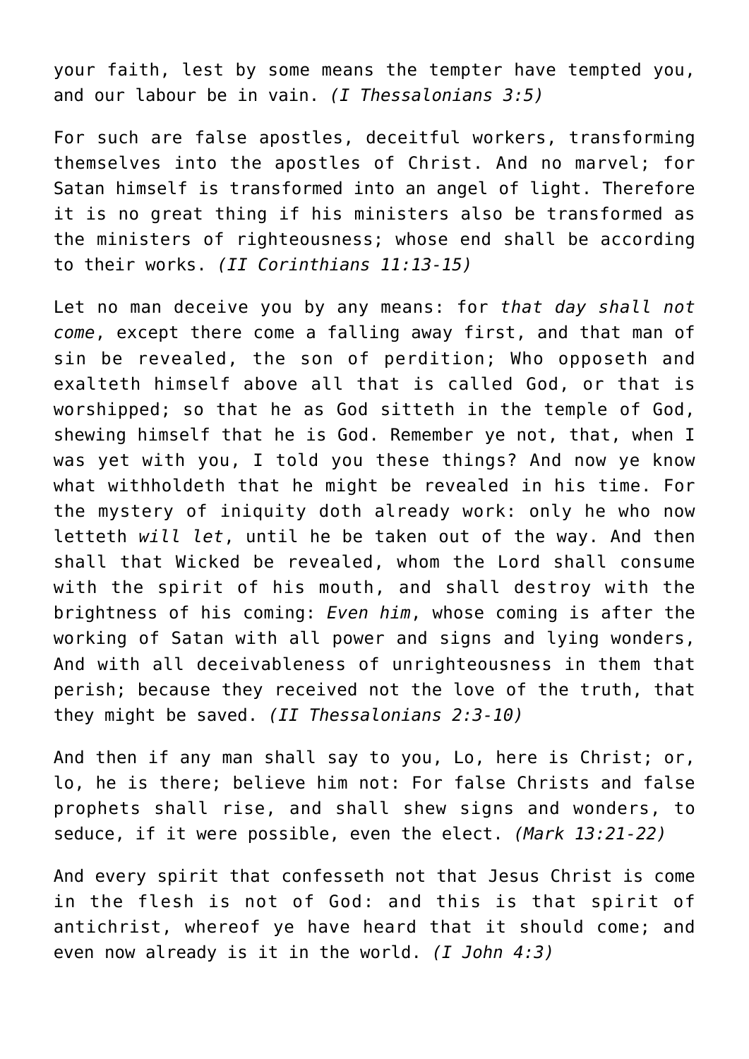your faith, lest by some means the tempter have tempted you, and our labour be in vain. *(I Thessalonians 3:5)*

For such are false apostles, deceitful workers, transforming themselves into the apostles of Christ. And no marvel; for Satan himself is transformed into an angel of light. Therefore it is no great thing if his ministers also be transformed as the ministers of righteousness; whose end shall be according to their works. *(II Corinthians 11:13-15)*

Let no man deceive you by any means: for *that day shall not come*, except there come a falling away first, and that man of sin be revealed, the son of perdition; Who opposeth and exalteth himself above all that is called God, or that is worshipped; so that he as God sitteth in the temple of God, shewing himself that he is God. Remember ye not, that, when I was yet with you, I told you these things? And now ye know what withholdeth that he might be revealed in his time. For the mystery of iniquity doth already work: only he who now letteth *will let*, until he be taken out of the way. And then shall that Wicked be revealed, whom the Lord shall consume with the spirit of his mouth, and shall destroy with the brightness of his coming: *Even him*, whose coming is after the working of Satan with all power and signs and lying wonders, And with all deceivableness of unrighteousness in them that perish; because they received not the love of the truth, that they might be saved. *(II Thessalonians 2:3-10)*

And then if any man shall say to you, Lo, here is Christ; or, lo, he is there; believe him not: For false Christs and false prophets shall rise, and shall shew signs and wonders, to seduce, if it were possible, even the elect. *(Mark 13:21-22)*

And every spirit that confesseth not that Jesus Christ is come in the flesh is not of God: and this is that spirit of antichrist, whereof ye have heard that it should come; and even now already is it in the world. *(I John 4:3)*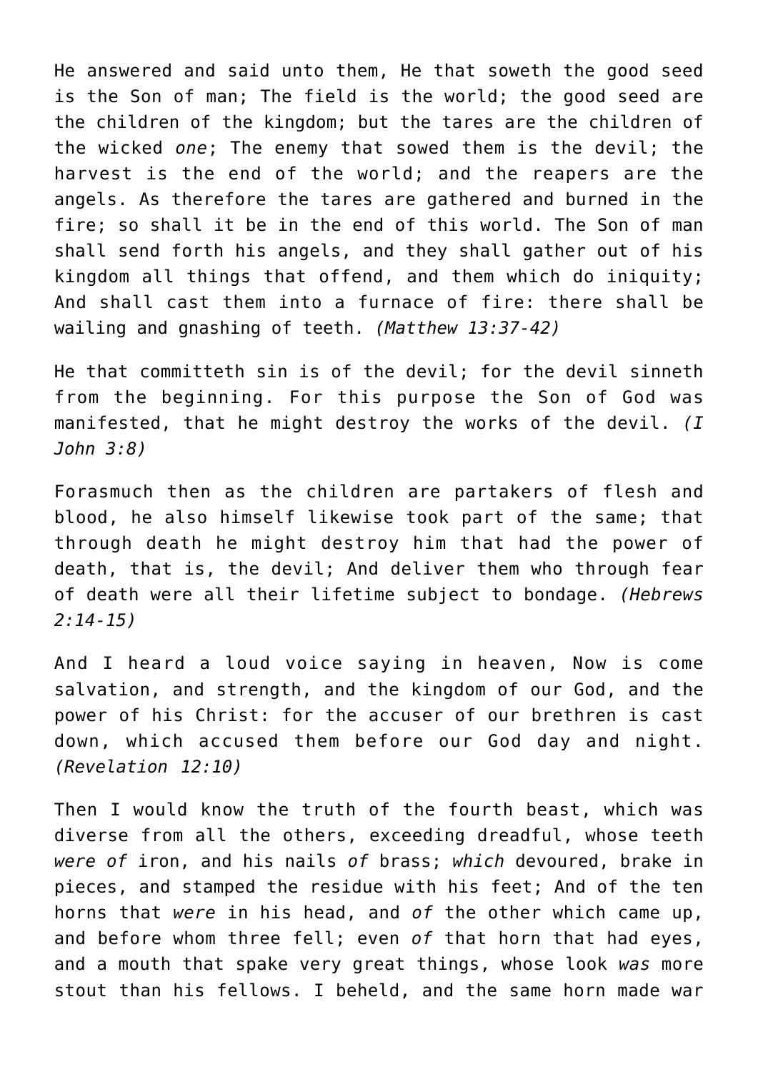He answered and said unto them, He that soweth the good seed is the Son of man; The field is the world; the good seed are the children of the kingdom; but the tares are the children of the wicked *one*; The enemy that sowed them is the devil; the harvest is the end of the world; and the reapers are the angels. As therefore the tares are gathered and burned in the fire; so shall it be in the end of this world. The Son of man shall send forth his angels, and they shall gather out of his kingdom all things that offend, and them which do iniquity; And shall cast them into a furnace of fire: there shall be wailing and gnashing of teeth. *(Matthew 13:37-42)*

He that committeth sin is of the devil; for the devil sinneth from the beginning. For this purpose the Son of God was manifested, that he might destroy the works of the devil. *(I John 3:8)*

Forasmuch then as the children are partakers of flesh and blood, he also himself likewise took part of the same; that through death he might destroy him that had the power of death, that is, the devil; And deliver them who through fear of death were all their lifetime subject to bondage. *(Hebrews 2:14-15)*

And I heard a loud voice saying in heaven, Now is come salvation, and strength, and the kingdom of our God, and the power of his Christ: for the accuser of our brethren is cast down, which accused them before our God day and night. *(Revelation 12:10)*

Then I would know the truth of the fourth beast, which was diverse from all the others, exceeding dreadful, whose teeth *were of* iron, and his nails *of* brass; *which* devoured, brake in pieces, and stamped the residue with his feet; And of the ten horns that *were* in his head, and *of* the other which came up, and before whom three fell; even *of* that horn that had eyes, and a mouth that spake very great things, whose look *was* more stout than his fellows. I beheld, and the same horn made war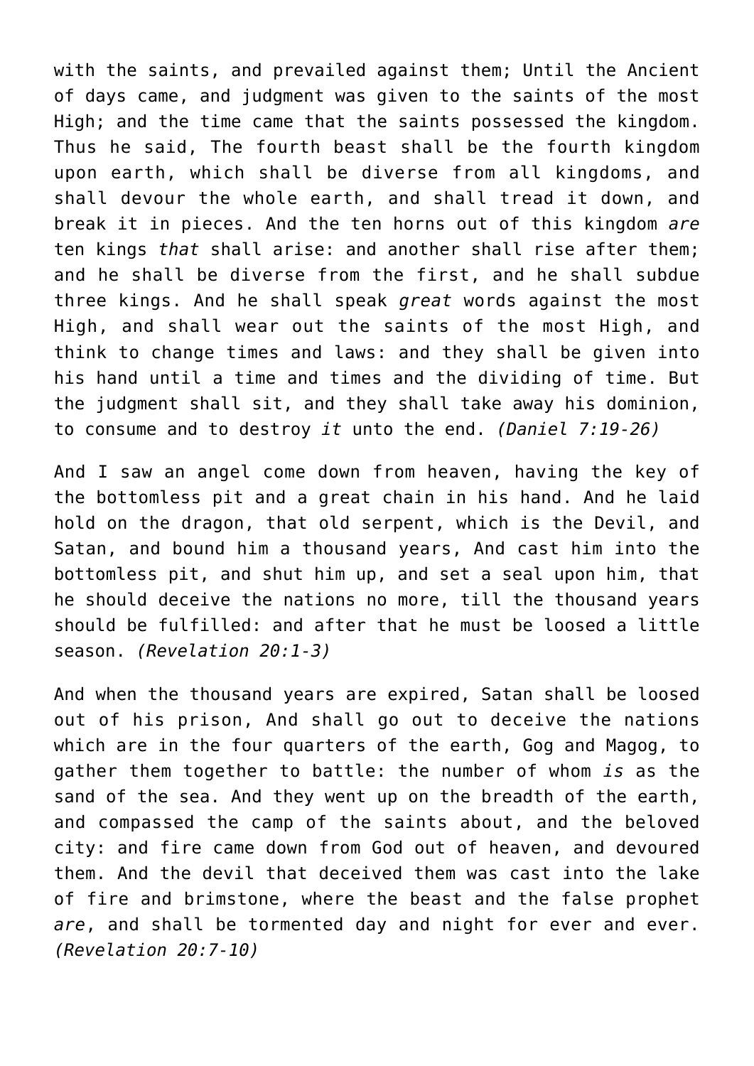with the saints, and prevailed against them; Until the Ancient of days came, and judgment was given to the saints of the most High; and the time came that the saints possessed the kingdom. Thus he said, The fourth beast shall be the fourth kingdom upon earth, which shall be diverse from all kingdoms, and shall devour the whole earth, and shall tread it down, and break it in pieces. And the ten horns out of this kingdom *are* ten kings *that* shall arise: and another shall rise after them; and he shall be diverse from the first, and he shall subdue three kings. And he shall speak *great* words against the most High, and shall wear out the saints of the most High, and think to change times and laws: and they shall be given into his hand until a time and times and the dividing of time. But the judgment shall sit, and they shall take away his dominion, to consume and to destroy *it* unto the end. *(Daniel 7:19-26)*

And I saw an angel come down from heaven, having the key of the bottomless pit and a great chain in his hand. And he laid hold on the dragon, that old serpent, which is the Devil, and Satan, and bound him a thousand years, And cast him into the bottomless pit, and shut him up, and set a seal upon him, that he should deceive the nations no more, till the thousand years should be fulfilled: and after that he must be loosed a little season. *(Revelation 20:1-3)*

And when the thousand years are expired, Satan shall be loosed out of his prison, And shall go out to deceive the nations which are in the four quarters of the earth, Gog and Magog, to gather them together to battle: the number of whom *is* as the sand of the sea. And they went up on the breadth of the earth, and compassed the camp of the saints about, and the beloved city: and fire came down from God out of heaven, and devoured them. And the devil that deceived them was cast into the lake of fire and brimstone, where the beast and the false prophet *are*, and shall be tormented day and night for ever and ever. *(Revelation 20:7-10)*